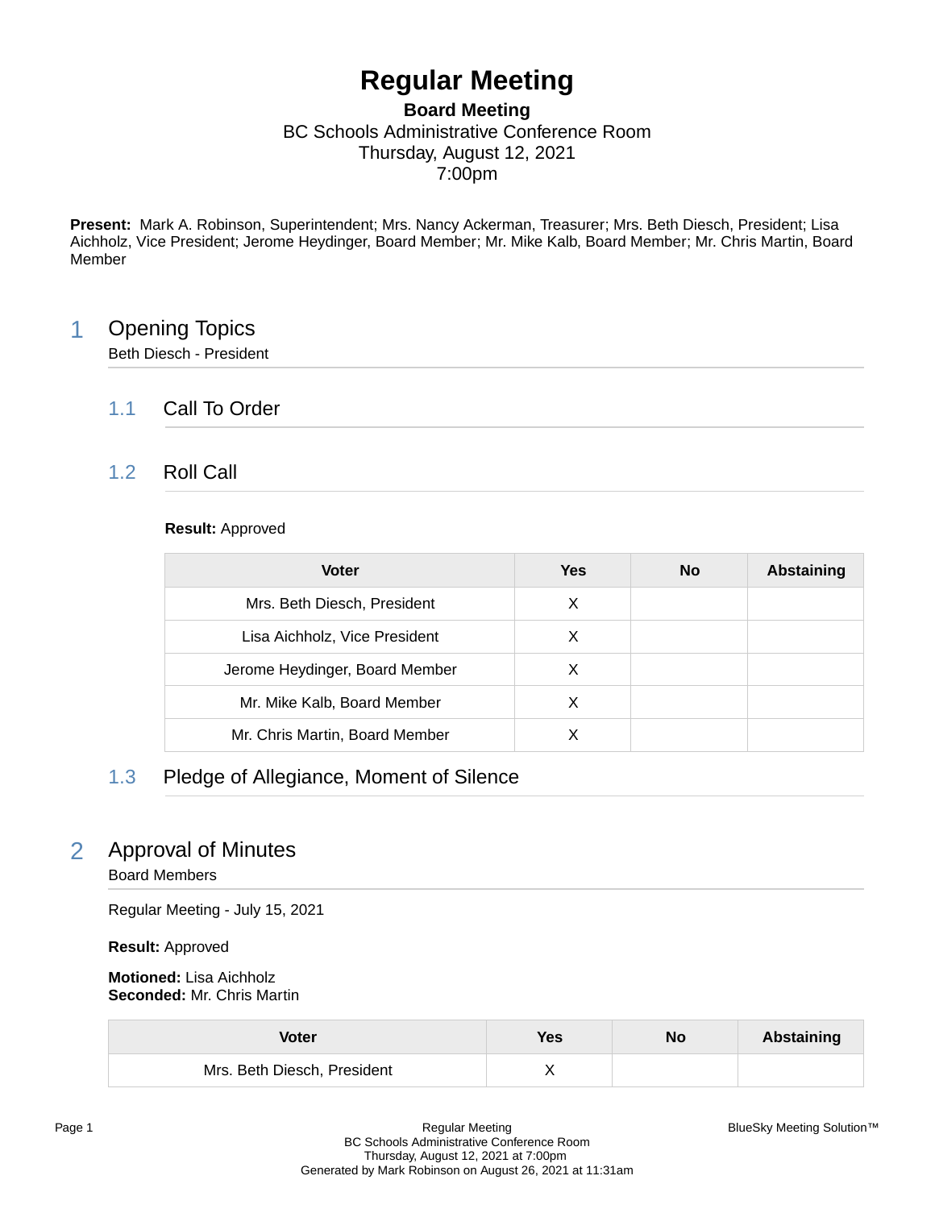# Regular Meeting

**Board Meeting**
BC Schools Administrative Conference Room
Thursday, August 12, 2021
7:00pm

**Present:** Mark A. Robinson, Superintendent; Mrs. Nancy Ackerman, Treasurer; Mrs. Beth Diesch, President; Lisa Aichholz, Vice President; Jerome Heydinger, Board Member; Mr. Mike Kalb, Board Member; Mr. Chris Martin, Board Member

## 1 Opening Topics

Beth Diesch - President

### 1.1 Call To Order

### 1.2 Roll Call

**Result:** Approved

| Voter | Yes | No | Abstaining |
|---|---|---|---|
| Mrs. Beth Diesch, President | X | | |
| Lisa Aichholz, Vice President | X | | |
| Jerome Heydinger, Board Member | X | | |
| Mr. Mike Kalb, Board Member | X | | |
| Mr. Chris Martin, Board Member | X | | |

### 1.3 Pledge of Allegiance, Moment of Silence

## 2 Approval of Minutes

Board Members

Regular Meeting - July 15, 2021

**Result:** Approved

**Motioned:** Lisa Aichholz
**Seconded:** Mr. Chris Martin

| Voter | Yes | No | Abstaining |
|---|---|---|---|
| Mrs. Beth Diesch, President | X | | |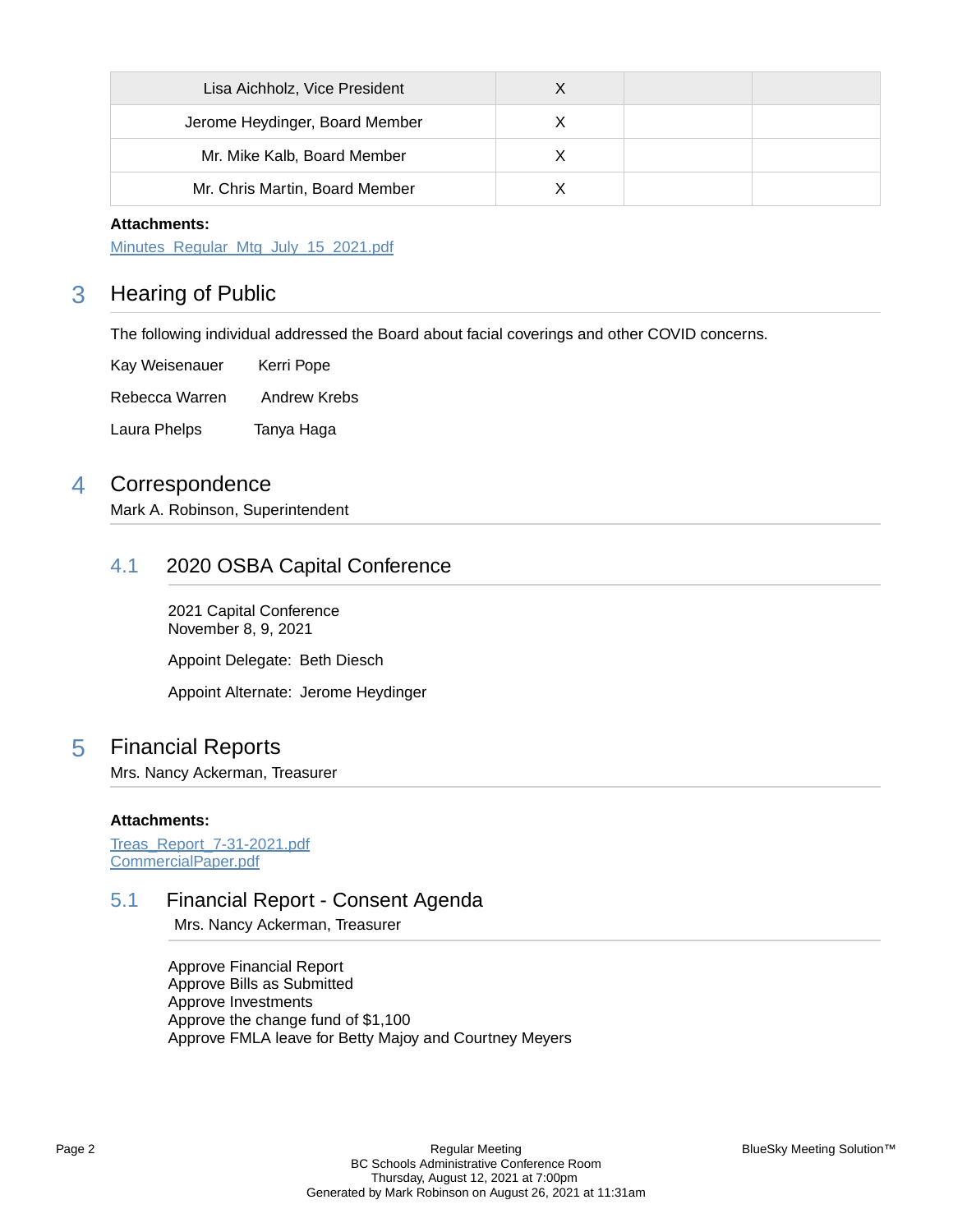| Lisa Aichholz, Vice President | X | | |
|---|---|---|---|
| Jerome Heydinger, Board Member | X | | |
| Mr. Mike Kalb, Board Member | X | | |
| Mr. Chris Martin, Board Member | X | | |

**Attachments:**

Minutes_Regular_Mtg_July_15_2021.pdf

## 3 Hearing of Public

The following individual addressed the Board about facial coverings and other COVID concerns.

Kay Weisenauer Kerri Pope

Rebecca Warren Andrew Krebs

Laura Phelps Tanya Haga

## 4 Correspondence

Mark A. Robinson, Superintendent

### 4.1 2020 OSBA Capital Conference

2021 Capital Conference
November 8, 9, 2021

Appoint Delegate: Beth Diesch

Appoint Alternate: Jerome Heydinger

## 5 Financial Reports

Mrs. Nancy Ackerman, Treasurer

**Attachments:**

Treas_Report_7-31-2021.pdf
CommercialPaper.pdf

### 5.1 Financial Report - Consent Agenda

Mrs. Nancy Ackerman, Treasurer

Approve Financial Report
Approve Bills as Submitted
Approve Investments
Approve the change fund of $1,100
Approve FMLA leave for Betty Majoy and Courtney Meyers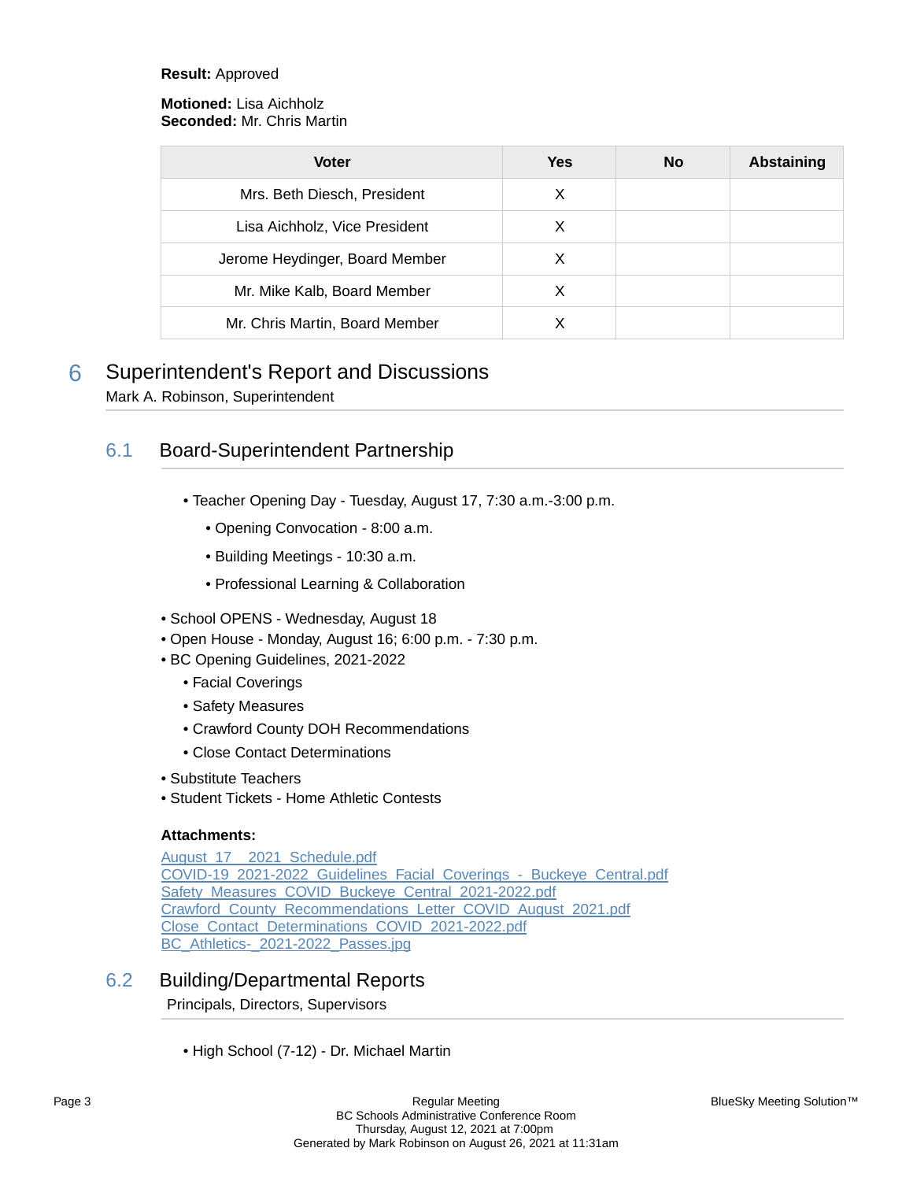**Result:** Approved

**Motioned:** Lisa Aichholz
**Seconded:** Mr. Chris Martin

| Voter | Yes | No | Abstaining |
|---|---|---|---|
| Mrs. Beth Diesch, President | X | | |
| Lisa Aichholz, Vice President | X | | |
| Jerome Heydinger, Board Member | X | | |
| Mr. Mike Kalb, Board Member | X | | |
| Mr. Chris Martin, Board Member | X | | |

# 6 Superintendent's Report and Discussions

Mark A. Robinson, Superintendent

## 6.1 Board-Superintendent Partnership

- Teacher Opening Day - Tuesday, August 17, 7:30 a.m.-3:00 p.m.
  - Opening Convocation - 8:00 a.m.
  - Building Meetings - 10:30 a.m.
  - Professional Learning & Collaboration
- School OPENS - Wednesday, August 18
- Open House - Monday, August 16; 6:00 p.m. - 7:30 p.m.
- BC Opening Guidelines, 2021-2022
  - Facial Coverings
  - Safety Measures
  - Crawford County DOH Recommendations
  - Close Contact Determinations
- Substitute Teachers
- Student Tickets - Home Athletic Contests

**Attachments:**

August_17__2021_Schedule.pdf
COVID-19_2021-2022_Guidelines_Facial_Coverings_-_Buckeye_Central.pdf
Safety_Measures_COVID_Buckeye_Central_2021-2022.pdf
Crawford_County_Recommendations_Letter_COVID_August_2021.pdf
Close_Contact_Determinations_COVID_2021-2022.pdf
BC_Athletics-_2021-2022_Passes.jpg

## 6.2 Building/Departmental Reports

Principals, Directors, Supervisors

- High School (7-12) - Dr. Michael Martin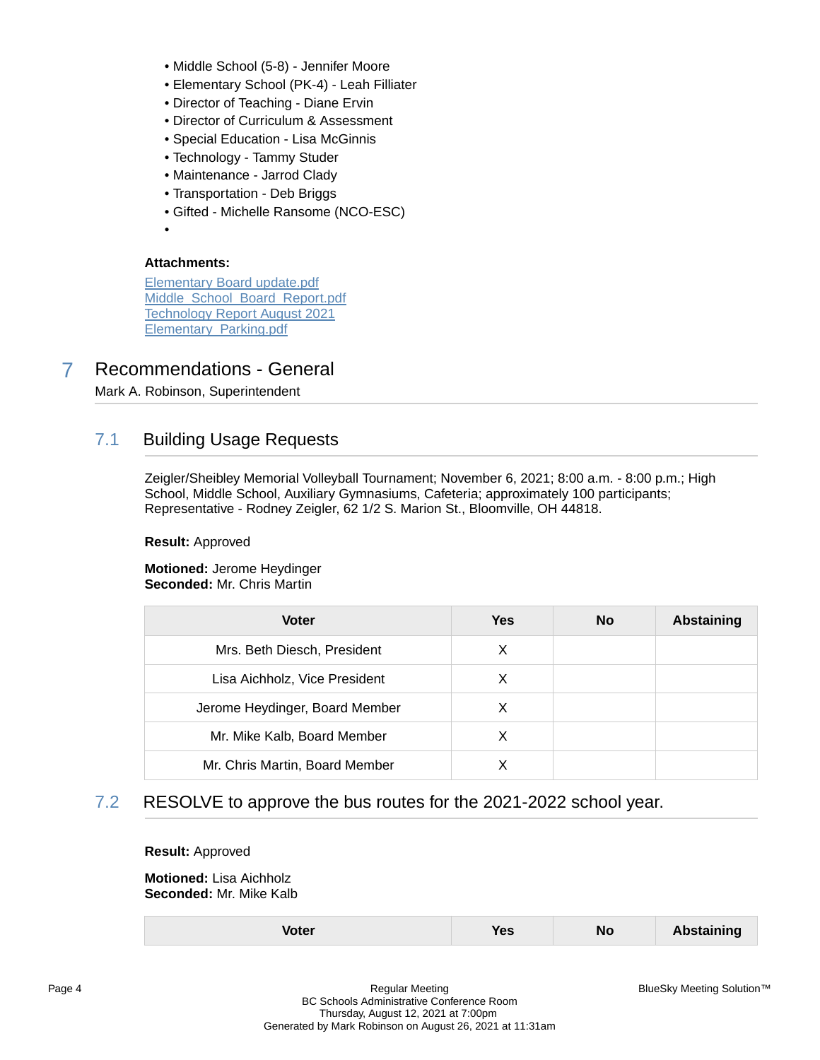- Middle School (5-8) - Jennifer Moore
- Elementary School (PK-4) - Leah Filliater
- Director of Teaching - Diane Ervin
- Director of Curriculum & Assessment
- Special Education - Lisa McGinnis
- Technology - Tammy Studer
- Maintenance - Jarrod Clady
- Transportation - Deb Briggs
- Gifted - Michelle Ransome (NCO-ESC)
-

**Attachments:**

Elementary Board update.pdf
Middle_School_Board_Report.pdf
Technology Report August 2021
Elementary_Parking.pdf

# 7 Recommendations - General

Mark A. Robinson, Superintendent

## 7.1 Building Usage Requests

Zeigler/Sheibley Memorial Volleyball Tournament; November 6, 2021; 8:00 a.m. - 8:00 p.m.; High School, Middle School, Auxiliary Gymnasiums, Cafeteria; approximately 100 participants; Representative - Rodney Zeigler, 62 1/2 S. Marion St., Bloomville, OH 44818.

**Result:** Approved

**Motioned:** Jerome Heydinger
**Seconded:** Mr. Chris Martin

| Voter | Yes | No | Abstaining |
|---|---|---|---|
| Mrs. Beth Diesch, President | X | | |
| Lisa Aichholz, Vice President | X | | |
| Jerome Heydinger, Board Member | X | | |
| Mr. Mike Kalb, Board Member | X | | |
| Mr. Chris Martin, Board Member | X | | |

## 7.2 RESOLVE to approve the bus routes for the 2021-2022 school year.

**Result:** Approved

**Motioned:** Lisa Aichholz
**Seconded:** Mr. Mike Kalb

| Voter | Yes | No | Abstaining |
|---|---|---|---|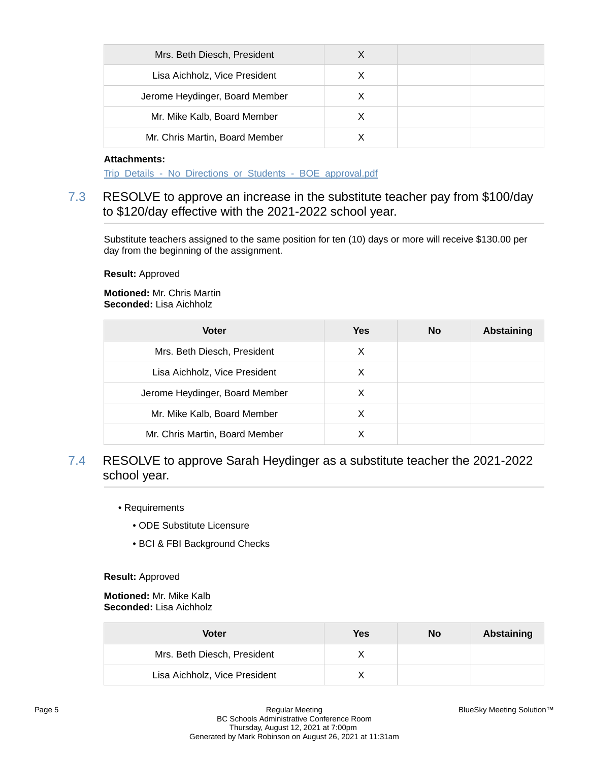| Voter | Yes | No | Abstaining |
|---|---|---|---|
| Mrs. Beth Diesch, President | X | | |
| Lisa Aichholz, Vice President | X | | |
| Jerome Heydinger, Board Member | X | | |
| Mr. Mike Kalb, Board Member | X | | |
| Mr. Chris Martin, Board Member | X | | |

**Attachments:**

Trip_Details_-_No_Directions_or_Students_-_BOE_approval.pdf

## 7.3 RESOLVE to approve an increase in the substitute teacher pay from $100/day to $120/day effective with the 2021-2022 school year.

Substitute teachers assigned to the same position for ten (10) days or more will receive $130.00 per day from the beginning of the assignment.

**Result:** Approved

**Motioned:** Mr. Chris Martin
**Seconded:** Lisa Aichholz

| Voter | Yes | No | Abstaining |
|---|---|---|---|
| Mrs. Beth Diesch, President | X | | |
| Lisa Aichholz, Vice President | X | | |
| Jerome Heydinger, Board Member | X | | |
| Mr. Mike Kalb, Board Member | X | | |
| Mr. Chris Martin, Board Member | X | | |

## 7.4 RESOLVE to approve Sarah Heydinger as a substitute teacher the 2021-2022 school year.

- Requirements
  - ODE Substitute Licensure
  - BCI & FBI Background Checks

**Result:** Approved

**Motioned:** Mr. Mike Kalb
**Seconded:** Lisa Aichholz

| Voter | Yes | No | Abstaining |
|---|---|---|---|
| Mrs. Beth Diesch, President | X | | |
| Lisa Aichholz, Vice President | X | | |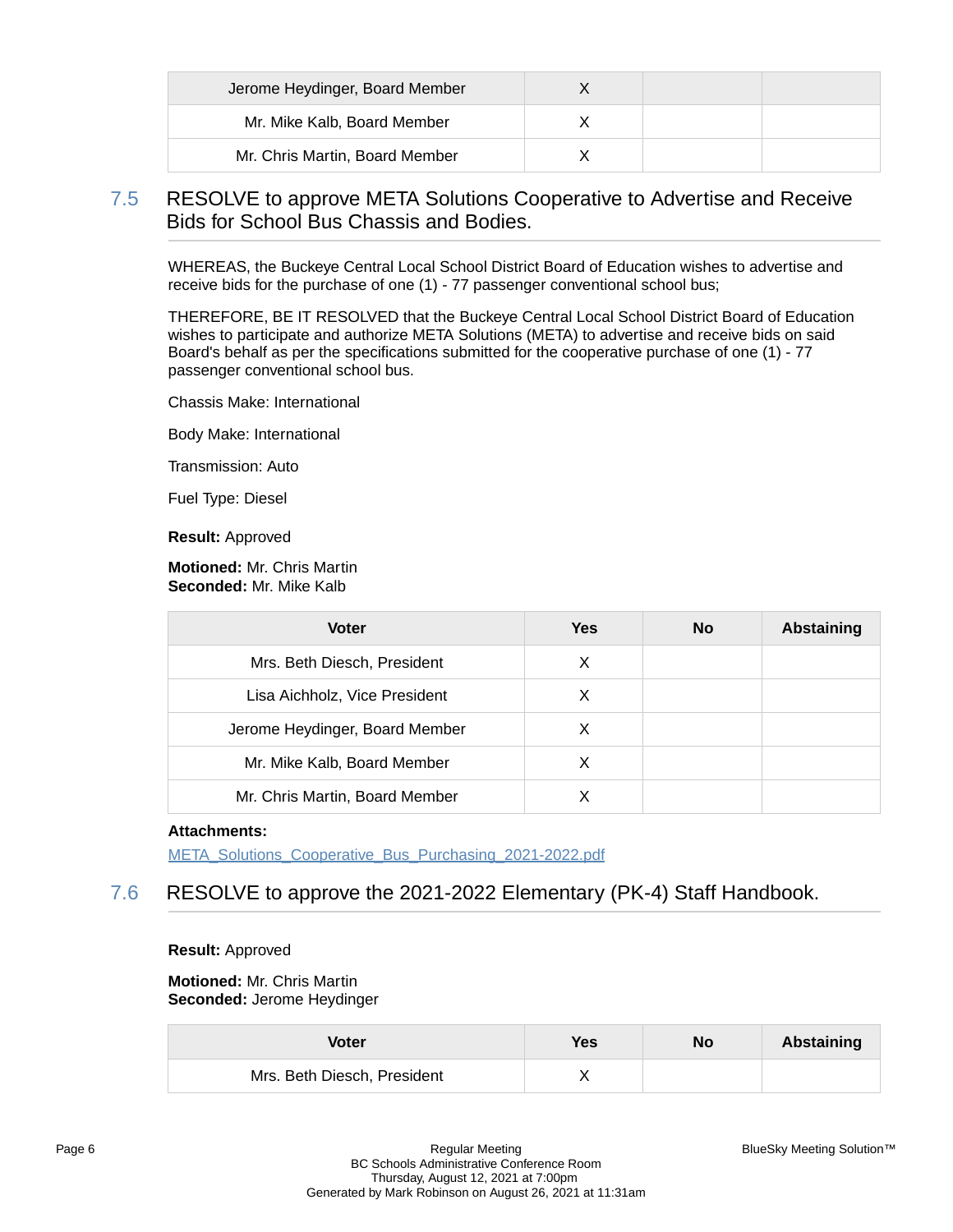| Jerome Heydinger, Board Member | X | | |
|---|---|---|---|
| Mr. Mike Kalb, Board Member | X | | |
| Mr. Chris Martin, Board Member | X | | |

## 7.5 RESOLVE to approve META Solutions Cooperative to Advertise and Receive Bids for School Bus Chassis and Bodies.

WHEREAS, the Buckeye Central Local School District Board of Education wishes to advertise and receive bids for the purchase of one (1) - 77 passenger conventional school bus;

THEREFORE, BE IT RESOLVED that the Buckeye Central Local School District Board of Education wishes to participate and authorize META Solutions (META) to advertise and receive bids on said Board's behalf as per the specifications submitted for the cooperative purchase of one (1) - 77 passenger conventional school bus.

Chassis Make: International

Body Make: International

Transmission: Auto

Fuel Type: Diesel

**Result:** Approved

**Motioned:** Mr. Chris Martin
**Seconded:** Mr. Mike Kalb

| Voter | Yes | No | Abstaining |
|---|---|---|---|
| Mrs. Beth Diesch, President | X | | |
| Lisa Aichholz, Vice President | X | | |
| Jerome Heydinger, Board Member | X | | |
| Mr. Mike Kalb, Board Member | X | | |
| Mr. Chris Martin, Board Member | X | | |

**Attachments:**

META_Solutions_Cooperative_Bus_Purchasing_2021-2022.pdf

## 7.6 RESOLVE to approve the 2021-2022 Elementary (PK-4) Staff Handbook.

**Result:** Approved

**Motioned:** Mr. Chris Martin
**Seconded:** Jerome Heydinger

| Voter | Yes | No | Abstaining |
|---|---|---|---|
| Mrs. Beth Diesch, President | X | | |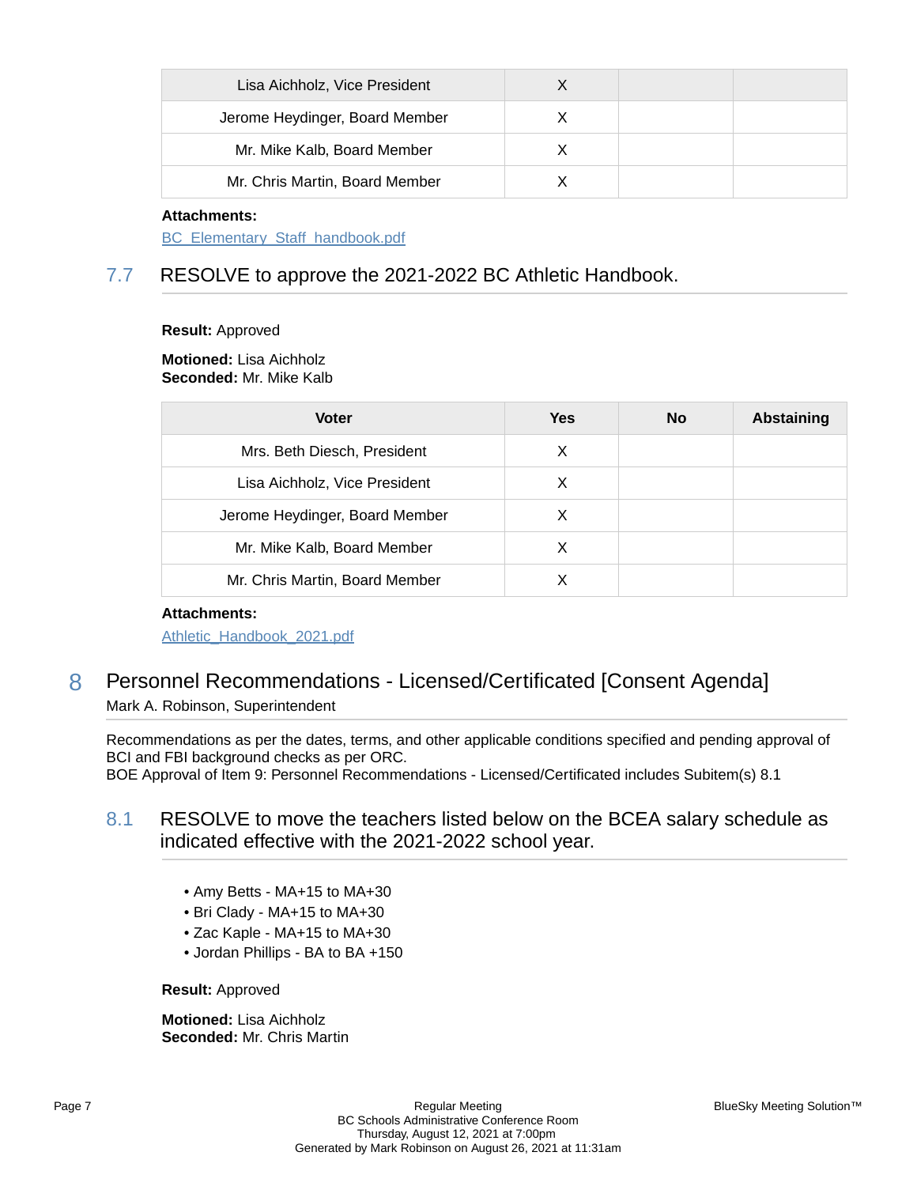| Lisa Aichholz, Vice President | X | | |
|---|---|---|---|
| Jerome Heydinger, Board Member | X | | |
| Mr. Mike Kalb, Board Member | X | | |
| Mr. Chris Martin, Board Member | X | | |

**Attachments:**

BC_Elementary_Staff_handbook.pdf

### 7.7 RESOLVE to approve the 2021-2022 BC Athletic Handbook.

**Result:** Approved

**Motioned:** Lisa Aichholz
**Seconded:** Mr. Mike Kalb

| Voter | Yes | No | Abstaining |
|---|---|---|---|
| Mrs. Beth Diesch, President | X | | |
| Lisa Aichholz, Vice President | X | | |
| Jerome Heydinger, Board Member | X | | |
| Mr. Mike Kalb, Board Member | X | | |
| Mr. Chris Martin, Board Member | X | | |

**Attachments:**

Athletic_Handbook_2021.pdf

## 8 Personnel Recommendations - Licensed/Certificated [Consent Agenda]

Mark A. Robinson, Superintendent

Recommendations as per the dates, terms, and other applicable conditions specified and pending approval of BCI and FBI background checks as per ORC.
BOE Approval of Item 9: Personnel Recommendations - Licensed/Certificated includes Subitem(s) 8.1

### 8.1 RESOLVE to move the teachers listed below on the BCEA salary schedule as indicated effective with the 2021-2022 school year.

- Amy Betts - MA+15 to MA+30
- Bri Clady - MA+15 to MA+30
- Zac Kaple - MA+15 to MA+30
- Jordan Phillips - BA to BA +150

**Result:** Approved

**Motioned:** Lisa Aichholz
**Seconded:** Mr. Chris Martin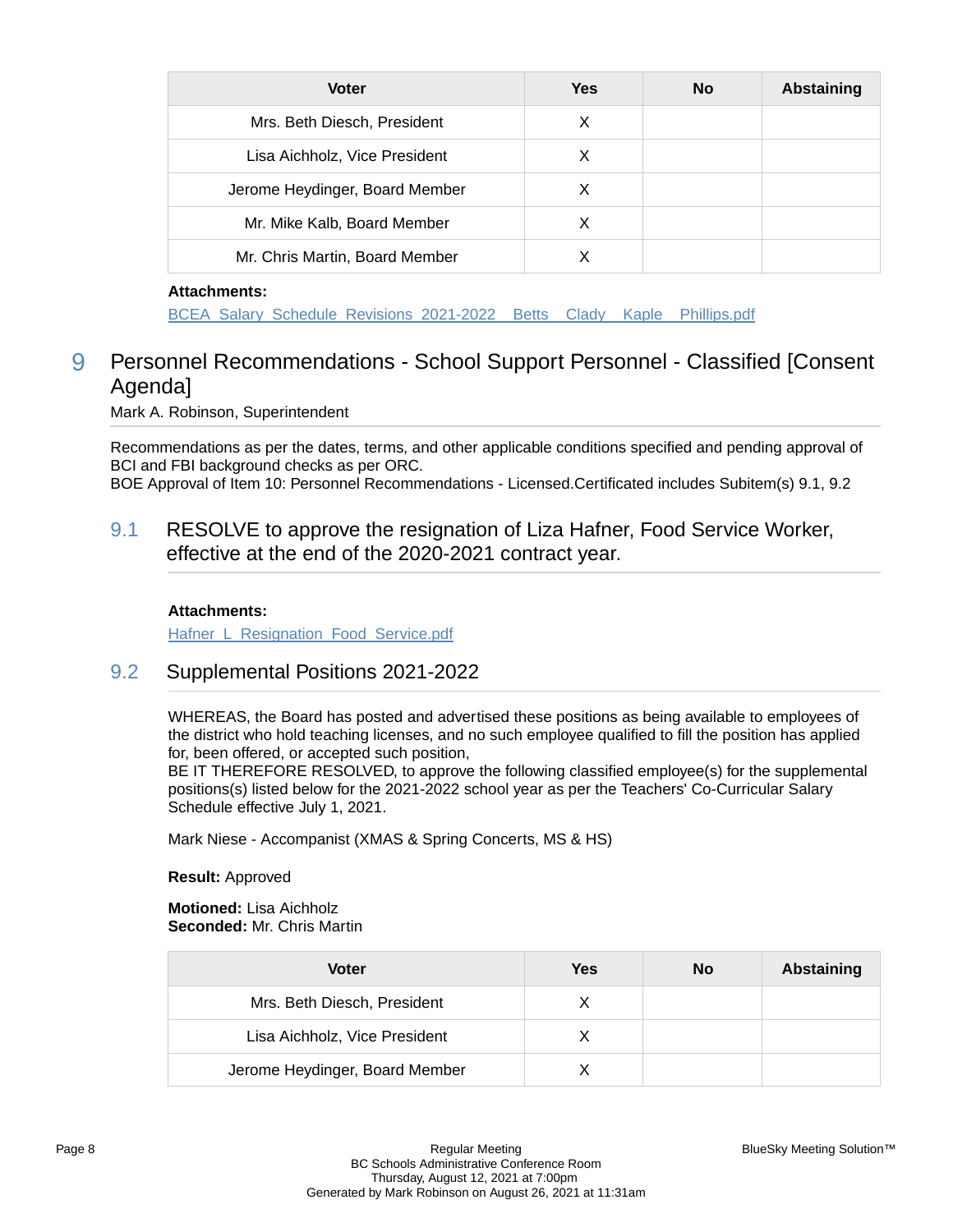| Voter | Yes | No | Abstaining |
|---|---|---|---|
| Mrs. Beth Diesch, President | X | | |
| Lisa Aichholz, Vice President | X | | |
| Jerome Heydinger, Board Member | X | | |
| Mr. Mike Kalb, Board Member | X | | |
| Mr. Chris Martin, Board Member | X | | |

**Attachments:**
BCEA_Salary_Schedule_Revisions_2021-2022__Betts__Clady__Kaple__Phillips.pdf

# 9 Personnel Recommendations - School Support Personnel - Classified [Consent Agenda]

Mark A. Robinson, Superintendent

Recommendations as per the dates, terms, and other applicable conditions specified and pending approval of BCI and FBI background checks as per ORC.
BOE Approval of Item 10: Personnel Recommendations - Licensed.Certificated includes Subitem(s) 9.1, 9.2

## 9.1 RESOLVE to approve the resignation of Liza Hafner, Food Service Worker, effective at the end of the 2020-2021 contract year.

**Attachments:**
Hafner_L_Resignation_Food_Service.pdf

## 9.2 Supplemental Positions 2021-2022

WHEREAS, the Board has posted and advertised these positions as being available to employees of the district who hold teaching licenses, and no such employee qualified to fill the position has applied for, been offered, or accepted such position,
BE IT THEREFORE RESOLVED, to approve the following classified employee(s) for the supplemental positions(s) listed below for the 2021-2022 school year as per the Teachers' Co-Curricular Salary Schedule effective July 1, 2021.

Mark Niese - Accompanist (XMAS & Spring Concerts, MS & HS)

**Result:** Approved

**Motioned:** Lisa Aichholz
**Seconded:** Mr. Chris Martin

| Voter | Yes | No | Abstaining |
|---|---|---|---|
| Mrs. Beth Diesch, President | X | | |
| Lisa Aichholz, Vice President | X | | |
| Jerome Heydinger, Board Member | X | | |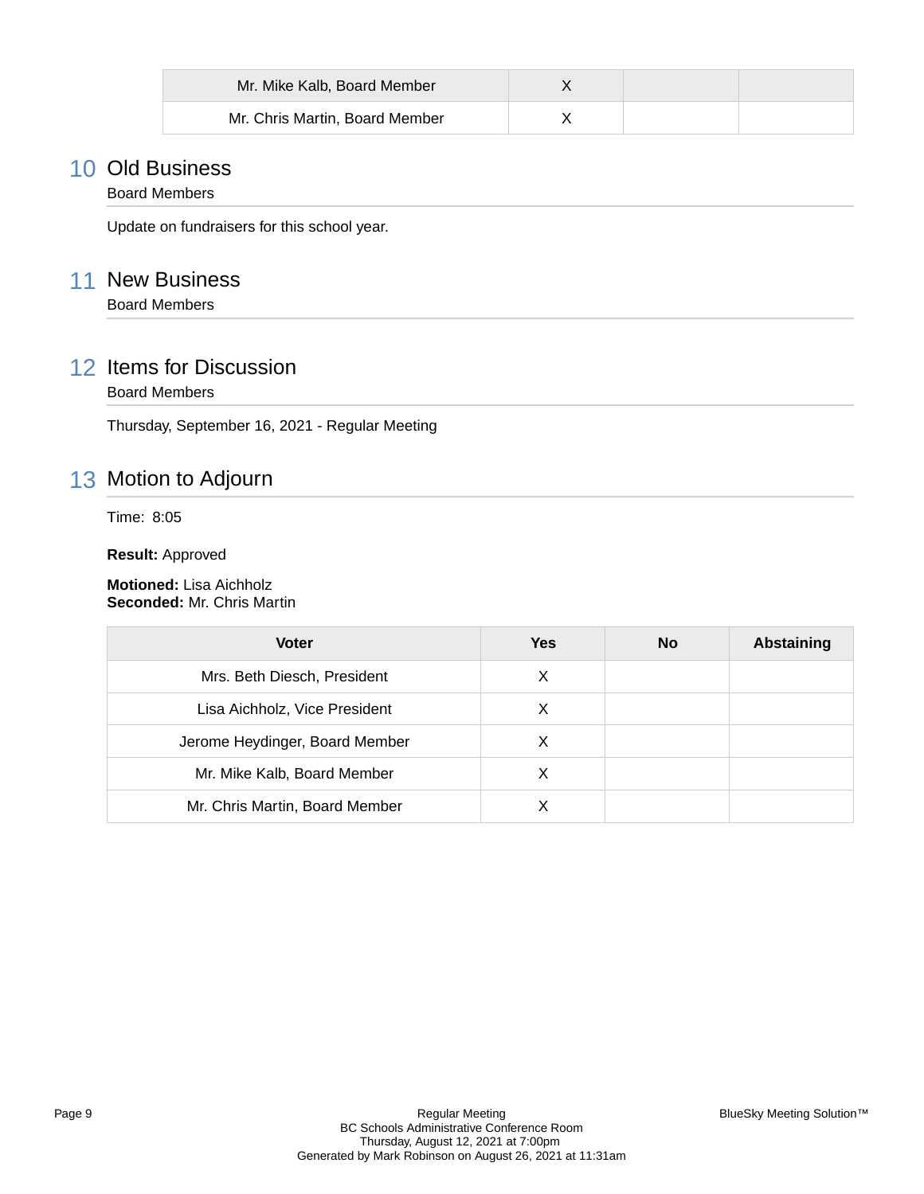| | | | |
|---|---|---|---|
| Mr. Mike Kalb, Board Member | X | | |
| Mr. Chris Martin, Board Member | X | | |

## 10 Old Business

Board Members

Update on fundraisers for this school year.

## 11 New Business

Board Members

## 12 Items for Discussion

Board Members

Thursday, September 16, 2021 - Regular Meeting

## 13 Motion to Adjourn

Time: 8:05

**Result:** Approved

**Motioned:** Lisa Aichholz
**Seconded:** Mr. Chris Martin

| Voter | Yes | No | Abstaining |
|---|---|---|---|
| Mrs. Beth Diesch, President | X | | |
| Lisa Aichholz, Vice President | X | | |
| Jerome Heydinger, Board Member | X | | |
| Mr. Mike Kalb, Board Member | X | | |
| Mr. Chris Martin, Board Member | X | | |